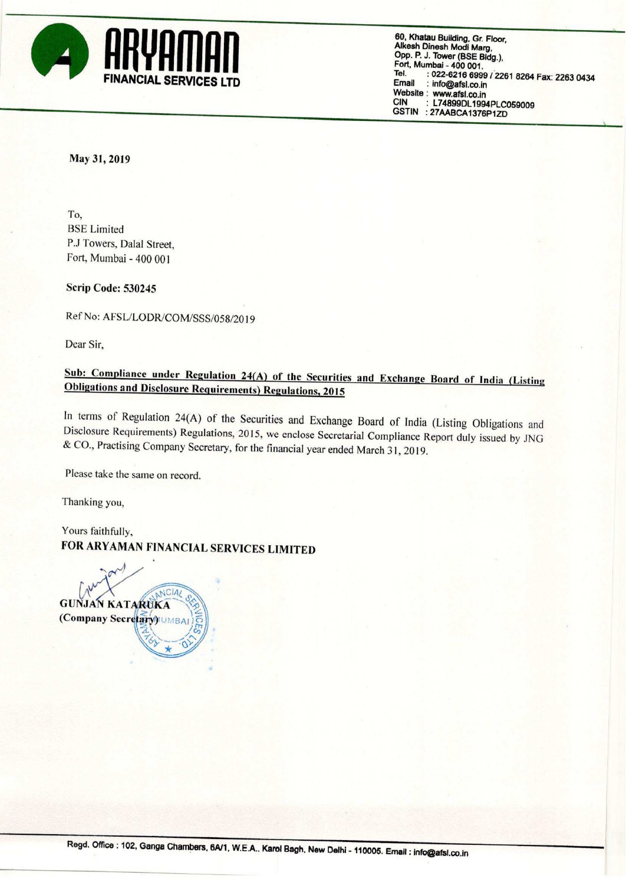**ARYAMAN FINANCIAL SERVICES LTD**

60, Khatau Building, Gr. Floor,
Alkesh Dinesh Modi Marg,
Opp. P. J. Tower (BSE Bldg.),
Fort, Mumbai - 400 001.
Tel. : 022-6216 6999 / 2261 8264 Fax: 2263 0434
Email : info@afsl.co.in
Website : www.afsl.co.in
CIN : L74899DL1994PLC059009
GSTIN : 27AABCA1376P1ZD

**May 31, 2019**

To,
BSE Limited
P.J Towers, Dalal Street,
Fort, Mumbai - 400 001

**Scrip Code: 530245**

Ref No: AFSL/LODR/COM/SSS/058/2019

Dear Sir,

**Sub: Compliance under Regulation 24(A) of the Securities and Exchange Board of India (Listing Obligations and Disclosure Requirements) Regulations, 2015**

In terms of Regulation 24(A) of the Securities and Exchange Board of India (Listing Obligations and Disclosure Requirements) Regulations, 2015, we enclose Secretarial Compliance Report duly issued by JNG & CO., Practising Company Secretary, for the financial year ended March 31, 2019.

Please take the same on record.

Thanking you,

Yours faithfully,
**FOR ARYAMAN FINANCIAL SERVICES LIMITED**

**GUNJAN KATARUKA**
**(Company Secretary)**

Regd. Office : 102, Ganga Chambers, 6A/1, W.E.A., Karol Bagh, New Delhi - 110005. Email : info@afsl.co.in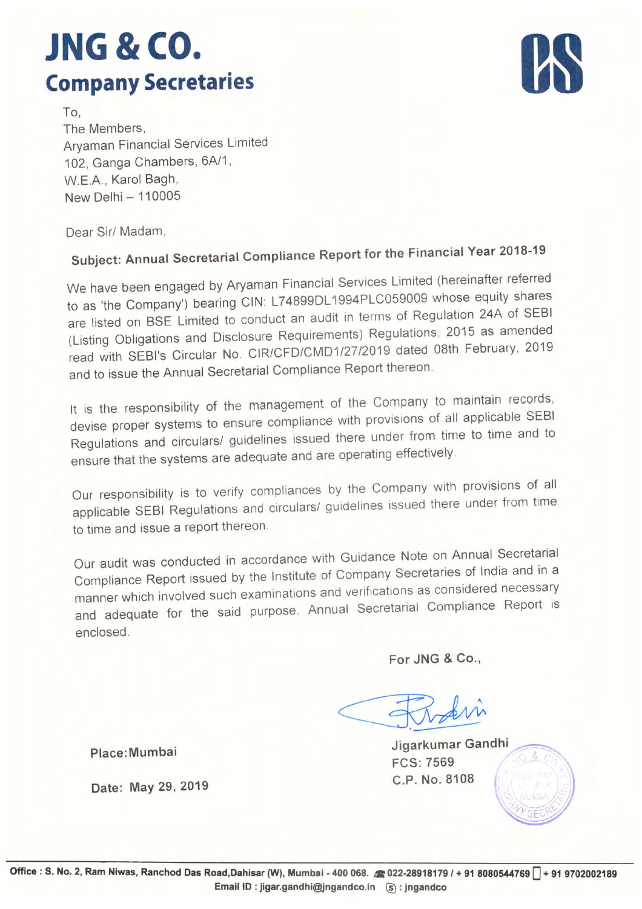# JNG & CO.

## Company Secretaries

To,
The Members,
Aryaman Financial Services Limited
102, Ganga Chambers, 6A/1,
W.E.A., Karol Bagh,
New Delhi – 110005

Dear Sir/ Madam,

**Subject: Annual Secretarial Compliance Report for the Financial Year 2018-19**

We have been engaged by Aryaman Financial Services Limited (hereinafter referred to as 'the Company') bearing CIN: L74899DL1994PLC059009 whose equity shares are listed on BSE Limited to conduct an audit in terms of Regulation 24A of SEBI (Listing Obligations and Disclosure Requirements) Regulations, 2015 as amended read with SEBI's Circular No. CIR/CFD/CMD1/27/2019 dated 08th February, 2019 and to issue the Annual Secretarial Compliance Report thereon.

It is the responsibility of the management of the Company to maintain records, devise proper systems to ensure compliance with provisions of all applicable SEBI Regulations and circulars/ guidelines issued there under from time to time and to ensure that the systems are adequate and are operating effectively.

Our responsibility is to verify compliances by the Company with provisions of all applicable SEBI Regulations and circulars/ guidelines issued there under from time to time and issue a report thereon.

Our audit was conducted in accordance with Guidance Note on Annual Secretarial Compliance Report issued by the Institute of Company Secretaries of India and in a manner which involved such examinations and verifications as considered necessary and adequate for the said purpose. Annual Secretarial Compliance Report is enclosed.

For JNG & Co.,

Jigarkumar Gandhi
FCS: 7569
C.P. No. 8108

Place: Mumbai

Date: May 29, 2019

Office : S. No. 2, Ram Niwas, Ranchod Das Road, Dahisar (W), Mumbai - 400 068. 022-28918179 / + 91 8080544769 + 91 9702002189
Email ID : jigar.gandhi@jngandco.in : jngandco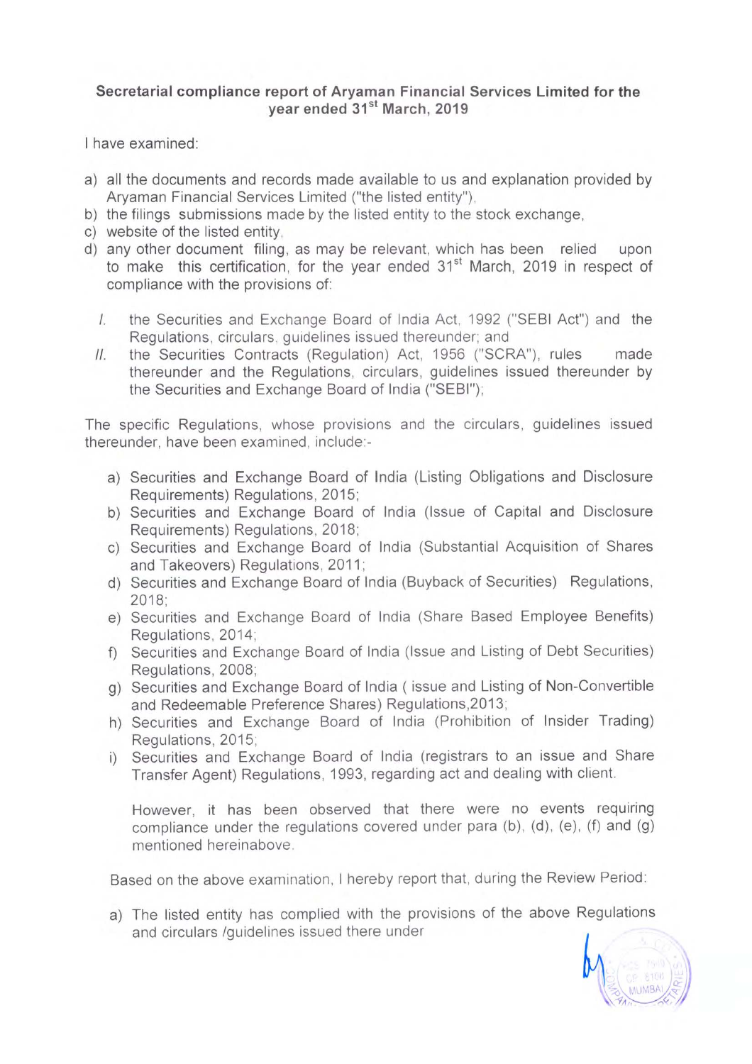**Secretarial compliance report of Aryaman Financial Services Limited for the year ended 31st March, 2019**

I have examined:

a) all the documents and records made available to us and explanation provided by Aryaman Financial Services Limited ("the listed entity"),
b) the filings submissions made by the listed entity to the stock exchange,
c) website of the listed entity,
d) any other document filing, as may be relevant, which has been relied upon to make this certification, for the year ended 31st March, 2019 in respect of compliance with the provisions of:

   I. the Securities and Exchange Board of India Act, 1992 ("SEBI Act") and the Regulations, circulars, guidelines issued thereunder; and
   II. the Securities Contracts (Regulation) Act, 1956 ("SCRA"), rules made thereunder and the Regulations, circulars, guidelines issued thereunder by the Securities and Exchange Board of India ("SEBI");

The specific Regulations, whose provisions and the circulars, guidelines issued thereunder, have been examined, include:-

a) Securities and Exchange Board of India (Listing Obligations and Disclosure Requirements) Regulations, 2015;
b) Securities and Exchange Board of India (Issue of Capital and Disclosure Requirements) Regulations, 2018;
c) Securities and Exchange Board of India (Substantial Acquisition of Shares and Takeovers) Regulations, 2011;
d) Securities and Exchange Board of India (Buyback of Securities) Regulations, 2018;
e) Securities and Exchange Board of India (Share Based Employee Benefits) Regulations, 2014;
f) Securities and Exchange Board of India (Issue and Listing of Debt Securities) Regulations, 2008;
g) Securities and Exchange Board of India ( issue and Listing of Non-Convertible and Redeemable Preference Shares) Regulations,2013;
h) Securities and Exchange Board of India (Prohibition of Insider Trading) Regulations, 2015;
i) Securities and Exchange Board of India (registrars to an issue and Share Transfer Agent) Regulations, 1993, regarding act and dealing with client.

However, it has been observed that there were no events requiring compliance under the regulations covered under para (b), (d), (e), (f) and (g) mentioned hereinabove.

Based on the above examination, I hereby report that, during the Review Period:

a) The listed entity has complied with the provisions of the above Regulations and circulars /guidelines issued there under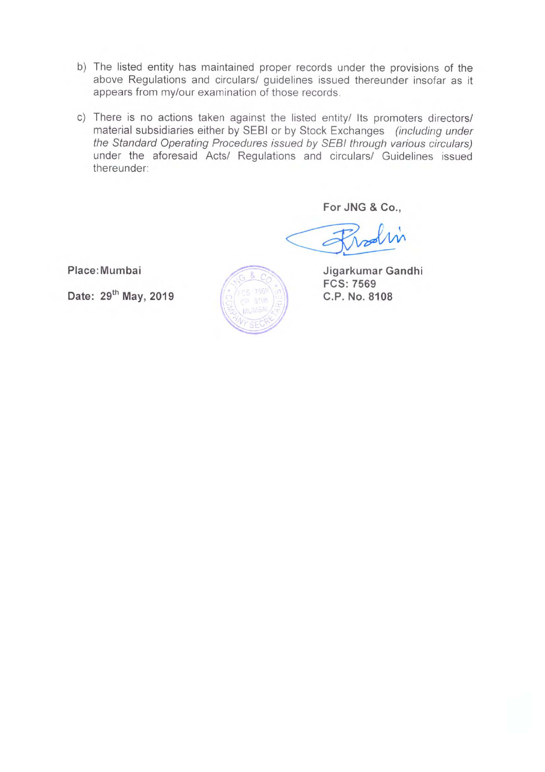b) The listed entity has maintained proper records under the provisions of the above Regulations and circulars/ guidelines issued thereunder insofar as it appears from my/our examination of those records.

c) There is no actions taken against the listed entity/ Its promoters directors/ material subsidiaries either by SEBI or by Stock Exchanges *(including under the Standard Operating Procedures issued by SEBI through various circulars)* under the aforesaid Acts/ Regulations and circulars/ Guidelines issued thereunder:

**For JNG & Co.,**

**Place: Mumbai**

**Date: 29th May, 2019**

**Jigarkumar Gandhi**
**FCS: 7569**
**C.P. No. 8108**